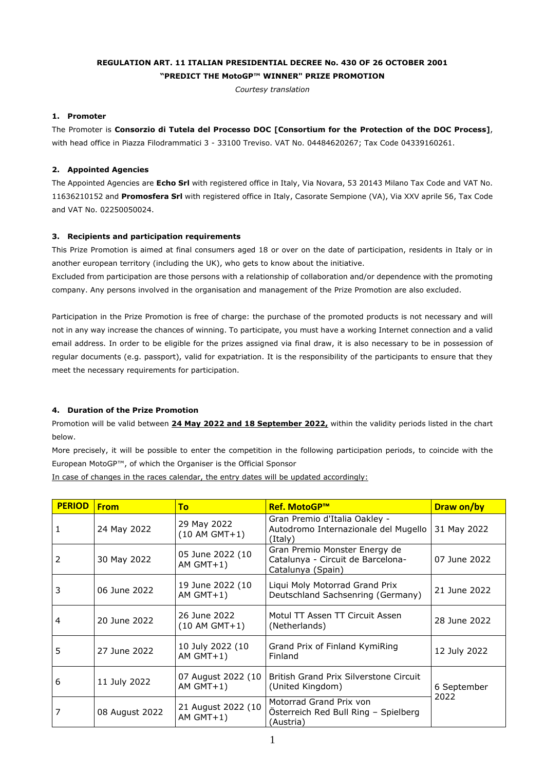**REGULATION ART. 11 ITALIAN PRESIDENTIAL DECREE No. 430 OF 26 OCTOBER 2001**

**"PREDICT THE MotoGP™ WINNER" PRIZE PROMOTION**

*Courtesy translation*

## 1. Promoter

The Promoter is **Consorzio di Tutela del Processo DOC [Consortium for the Protection of the DOC Process]**, with head office in Piazza Filodrammatici 3 - 33100 Treviso. VAT No. 04484620267; Tax Code 04339160261.

## 2. Appointed Agencies

The Appointed Agencies are **Echo Srl** with registered office in Italy, Via Novara, 53 20143 Milano Tax Code and VAT No. 11636210152 and **Promosfera Srl** with registered office in Italy, Casorate Sempione (VA), Via XXV aprile 56, Tax Code and VAT No. 02250050024.

## 3. Recipients and participation requirements

This Prize Promotion is aimed at final consumers aged 18 or over on the date of participation, residents in Italy or in another european territory (including the UK), who gets to know about the initiative.

Excluded from participation are those persons with a relationship of collaboration and/or dependence with the promoting company. Any persons involved in the organisation and management of the Prize Promotion are also excluded.

Participation in the Prize Promotion is free of charge: the purchase of the promoted products is not necessary and will not in any way increase the chances of winning. To participate, you must have a working Internet connection and a valid email address. In order to be eligible for the prizes assigned via final draw, it is also necessary to be in possession of regular documents (e.g. passport), valid for expatriation. It is the responsibility of the participants to ensure that they meet the necessary requirements for participation.

## 4. Duration of the Prize Promotion

Promotion will be valid between **24 May 2022 and 18 September 2022,** within the validity periods listed in the chart below.

More precisely, it will be possible to enter the competition in the following participation periods, to coincide with the European MotoGP™, of which the Organiser is the Official Sponsor

In case of changes in the races calendar, the entry dates will be updated accordingly:

| PERIOD | From | To | Ref. MotoGP™ | Draw on/by |
|---|---|---|---|---|
| 1 | 24 May 2022 | 29 May 2022 (10 AM GMT+1) | Gran Premio d'Italia Oakley - Autodromo Internazionale del Mugello (Italy) | 31 May 2022 |
| 2 | 30 May 2022 | 05 June 2022 (10 AM GMT+1) | Gran Premio Monster Energy de Catalunya - Circuit de Barcelona-Catalunya (Spain) | 07 June 2022 |
| 3 | 06 June 2022 | 19 June 2022 (10 AM GMT+1) | Liqui Moly Motorrad Grand Prix Deutschland Sachsenring (Germany) | 21 June 2022 |
| 4 | 20 June 2022 | 26 June 2022 (10 AM GMT+1) | Motul TT Assen TT Circuit Assen (Netherlands) | 28 June 2022 |
| 5 | 27 June 2022 | 10 July 2022 (10 AM GMT+1) | Grand Prix of Finland KymiRing Finland | 12 July 2022 |
| 6 | 11 July 2022 | 07 August 2022 (10 AM GMT+1) | British Grand Prix Silverstone Circuit (United Kingdom) | 6 September 2022 |
| 7 | 08 August 2022 | 21 August 2022 (10 AM GMT+1) | Motorrad Grand Prix von Österreich Red Bull Ring – Spielberg (Austria) | |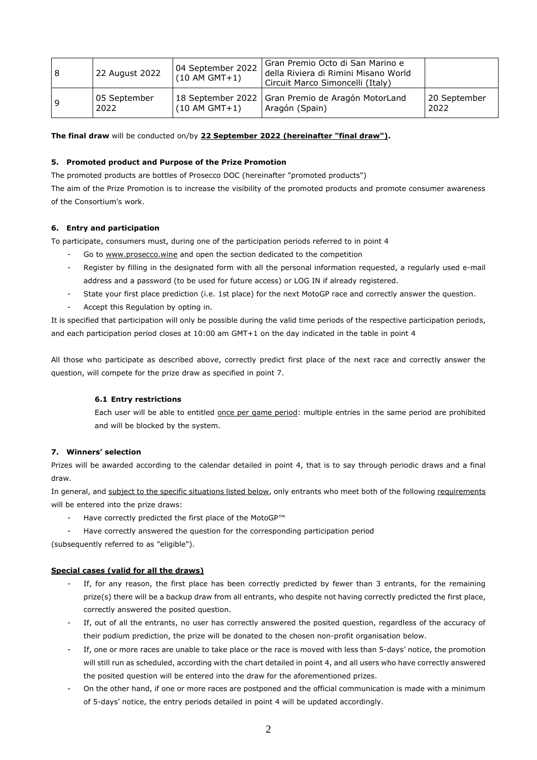| 8 | 22 August 2022 | 04 September 2022 (10 AM GMT+1) | Gran Premio Octo di San Marino e della Riviera di Rimini Misano World Circuit Marco Simoncelli (Italy) | |
|---|---|---|---|---|
| 9 | 05 September 2022 | 18 September 2022 (10 AM GMT+1) | Gran Premio de Aragón MotorLand Aragón (Spain) | 20 September 2022 |

**The final draw** will be conducted on/by **<u>22 September 2022 (hereinafter "final draw")</u>.**

### 5. Promoted product and Purpose of the Prize Promotion

The promoted products are bottles of Prosecco DOC (hereinafter "promoted products")

The aim of the Prize Promotion is to increase the visibility of the promoted products and promote consumer awareness of the Consortium's work.

### 6. Entry and participation

To participate, consumers must, during one of the participation periods referred to in point 4

- Go to www.prosecco.wine and open the section dedicated to the competition
- Register by filling in the designated form with all the personal information requested, a regularly used e-mail address and a password (to be used for future access) or LOG IN if already registered.
- State your first place prediction (i.e. 1st place) for the next MotoGP race and correctly answer the question.
- Accept this Regulation by opting in.

It is specified that participation will only be possible during the valid time periods of the respective participation periods, and each participation period closes at 10:00 am GMT+1 on the day indicated in the table in point 4

All those who participate as described above, correctly predict first place of the next race and correctly answer the question, will compete for the prize draw as specified in point 7.

#### 6.1 Entry restrictions

Each user will be able to entitled <u>once per game period</u>: multiple entries in the same period are prohibited and will be blocked by the system.

### 7. Winners' selection

Prizes will be awarded according to the calendar detailed in point 4, that is to say through periodic draws and a final draw.

In general, and <u>subject to the specific situations listed below</u>, only entrants who meet both of the following <u>requirements</u> will be entered into the prize draws:

- Have correctly predicted the first place of the MotoGP™
- Have correctly answered the question for the corresponding participation period

(subsequently referred to as "eligible").

**<u>Special cases (valid for all the draws)</u>**

- If, for any reason, the first place has been correctly predicted by fewer than 3 entrants, for the remaining prize(s) there will be a backup draw from all entrants, who despite not having correctly predicted the first place, correctly answered the posited question.
- If, out of all the entrants, no user has correctly answered the posited question, regardless of the accuracy of their podium prediction, the prize will be donated to the chosen non-profit organisation below.
- If, one or more races are unable to take place or the race is moved with less than 5-days' notice, the promotion will still run as scheduled, according with the chart detailed in point 4, and all users who have correctly answered the posited question will be entered into the draw for the aforementioned prizes.
- On the other hand, if one or more races are postponed and the official communication is made with a minimum of 5-days' notice, the entry periods detailed in point 4 will be updated accordingly.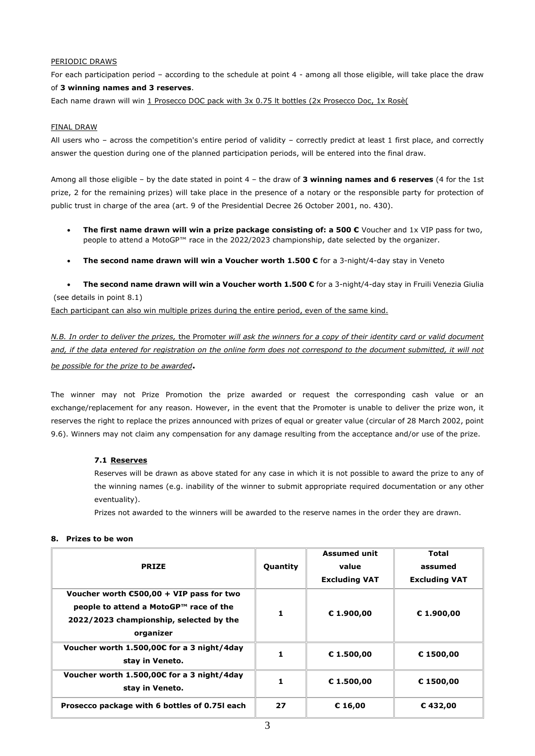PERIODIC DRAWS

For each participation period – according to the schedule at point 4 - among all those eligible, will take place the draw of **3 winning names and 3 reserves**.

Each name drawn will win 1 Prosecco DOC pack with 3x 0.75 lt bottles (2x Prosecco Doc, 1x Rosè(

FINAL DRAW

All users who – across the competition's entire period of validity – correctly predict at least 1 first place, and correctly answer the question during one of the planned participation periods, will be entered into the final draw.

Among all those eligible – by the date stated in point 4 – the draw of **3 winning names and 6 reserves** (4 for the 1st prize, 2 for the remaining prizes) will take place in the presence of a notary or the responsible party for protection of public trust in charge of the area (art. 9 of the Presidential Decree 26 October 2001, no. 430).

- **The first name drawn will win a prize package consisting of: a 500 €** Voucher and 1x VIP pass for two, people to attend a MotoGP™ race in the 2022/2023 championship, date selected by the organizer.
- **The second name drawn will win a Voucher worth 1.500 €** for a 3-night/4-day stay in Veneto
- **The second name drawn will win a Voucher worth 1.500 €** for a 3-night/4-day stay in Fruili Venezia Giulia

(see details in point 8.1)

Each participant can also win multiple prizes during the entire period, even of the same kind.

*N.B. In order to deliver the prizes,* the Promoter *will ask the winners for a copy of their identity card or valid document and, if the data entered for registration on the online form does not correspond to the document submitted, it will not be possible for the prize to be awarded*.

The winner may not Prize Promotion the prize awarded or request the corresponding cash value or an exchange/replacement for any reason. However, in the event that the Promoter is unable to deliver the prize won, it reserves the right to replace the prizes announced with prizes of equal or greater value (circular of 28 March 2002, point 9.6). Winners may not claim any compensation for any damage resulting from the acceptance and/or use of the prize.

### 7.1 Reserves

Reserves will be drawn as above stated for any case in which it is not possible to award the prize to any of the winning names (e.g. inability of the winner to submit appropriate required documentation or any other eventuality).

Prizes not awarded to the winners will be awarded to the reserve names in the order they are drawn.

## 8. Prizes to be won

| PRIZE | Quantity | Assumed unit value Excluding VAT | Total assumed Excluding VAT |
|---|---|---|---|
| Voucher worth €500,00 + VIP pass for two people to attend a MotoGP™ race of the 2022/2023 championship, selected by the organizer | 1 | € 1.900,00 | € 1.900,00 |
| Voucher worth 1.500,00€ for a 3 night/4day stay in Veneto. | 1 | € 1.500,00 | € 1500,00 |
| Voucher worth 1.500,00€ for a 3 night/4day stay in Veneto. | 1 | € 1.500,00 | € 1500,00 |
| Prosecco package with 6 bottles of 0.75l each | 27 | € 16,00 | € 432,00 |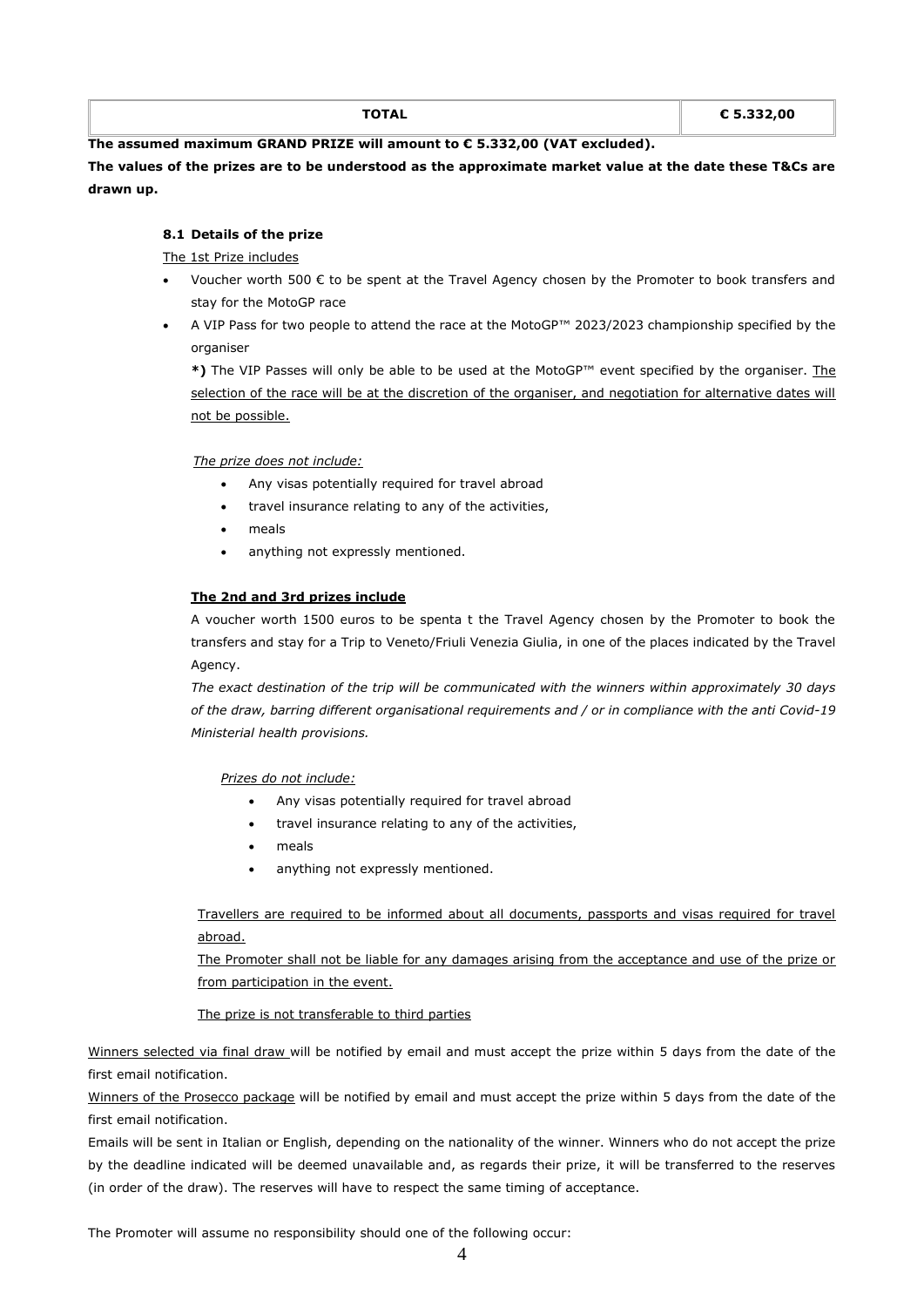| TOTAL | € 5.332,00 |
| --- | --- |

**The assumed maximum GRAND PRIZE will amount to € 5.332,00 (VAT excluded).**

**The values of the prizes are to be understood as the approximate market value at the date these T&Cs are drawn up.**

### 8.1 Details of the prize

The 1st Prize includes

- Voucher worth 500 € to be spent at the Travel Agency chosen by the Promoter to book transfers and stay for the MotoGP race
- A VIP Pass for two people to attend the race at the MotoGP™ 2023/2023 championship specified by the organiser

  **\*)** The VIP Passes will only be able to be used at the MotoGP™ event specified by the organiser. The selection of the race will be at the discretion of the organiser, and negotiation for alternative dates will not be possible.

*The prize does not include:*

- Any visas potentially required for travel abroad
- travel insurance relating to any of the activities,
- meals
- anything not expressly mentioned.

**The 2nd and 3rd prizes include**

A voucher worth 1500 euros to be spenta t the Travel Agency chosen by the Promoter to book the transfers and stay for a Trip to Veneto/Friuli Venezia Giulia, in one of the places indicated by the Travel Agency.

*The exact destination of the trip will be communicated with the winners within approximately 30 days of the draw, barring different organisational requirements and / or in compliance with the anti Covid-19 Ministerial health provisions.*

*Prizes do not include:*

- Any visas potentially required for travel abroad
- travel insurance relating to any of the activities,
- meals
- anything not expressly mentioned.

Travellers are required to be informed about all documents, passports and visas required for travel abroad.

The Promoter shall not be liable for any damages arising from the acceptance and use of the prize or from participation in the event.

The prize is not transferable to third parties

Winners selected via final draw will be notified by email and must accept the prize within 5 days from the date of the first email notification.

Winners of the Prosecco package will be notified by email and must accept the prize within 5 days from the date of the first email notification.

Emails will be sent in Italian or English, depending on the nationality of the winner. Winners who do not accept the prize by the deadline indicated will be deemed unavailable and, as regards their prize, it will be transferred to the reserves (in order of the draw). The reserves will have to respect the same timing of acceptance.

The Promoter will assume no responsibility should one of the following occur: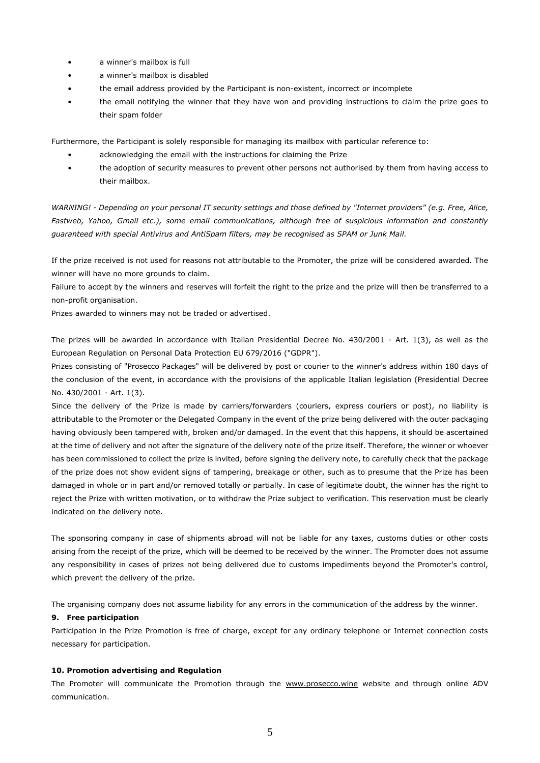- a winner's mailbox is full
- a winner's mailbox is disabled
- the email address provided by the Participant is non-existent, incorrect or incomplete
- the email notifying the winner that they have won and providing instructions to claim the prize goes to their spam folder

Furthermore, the Participant is solely responsible for managing its mailbox with particular reference to:

- acknowledging the email with the instructions for claiming the Prize
- the adoption of security measures to prevent other persons not authorised by them from having access to their mailbox.

*WARNING! - Depending on your personal IT security settings and those defined by "Internet providers" (e.g. Free, Alice, Fastweb, Yahoo, Gmail etc.), some email communications, although free of suspicious information and constantly guaranteed with special Antivirus and AntiSpam filters, may be recognised as SPAM or Junk Mail.*

If the prize received is not used for reasons not attributable to the Promoter, the prize will be considered awarded. The winner will have no more grounds to claim.

Failure to accept by the winners and reserves will forfeit the right to the prize and the prize will then be transferred to a non-profit organisation.

Prizes awarded to winners may not be traded or advertised.

The prizes will be awarded in accordance with Italian Presidential Decree No. 430/2001 - Art. 1(3), as well as the European Regulation on Personal Data Protection EU 679/2016 ("GDPR").

Prizes consisting of "Prosecco Packages" will be delivered by post or courier to the winner's address within 180 days of the conclusion of the event, in accordance with the provisions of the applicable Italian legislation (Presidential Decree No. 430/2001 - Art. 1(3).

Since the delivery of the Prize is made by carriers/forwarders (couriers, express couriers or post), no liability is attributable to the Promoter or the Delegated Company in the event of the prize being delivered with the outer packaging having obviously been tampered with, broken and/or damaged. In the event that this happens, it should be ascertained at the time of delivery and not after the signature of the delivery note of the prize itself. Therefore, the winner or whoever has been commissioned to collect the prize is invited, before signing the delivery note, to carefully check that the package of the prize does not show evident signs of tampering, breakage or other, such as to presume that the Prize has been damaged in whole or in part and/or removed totally or partially. In case of legitimate doubt, the winner has the right to reject the Prize with written motivation, or to withdraw the Prize subject to verification. This reservation must be clearly indicated on the delivery note.

The sponsoring company in case of shipments abroad will not be liable for any taxes, customs duties or other costs arising from the receipt of the prize, which will be deemed to be received by the winner. The Promoter does not assume any responsibility in cases of prizes not being delivered due to customs impediments beyond the Promoter's control, which prevent the delivery of the prize.

The organising company does not assume liability for any errors in the communication of the address by the winner.

**9. Free participation**

Participation in the Prize Promotion is free of charge, except for any ordinary telephone or Internet connection costs necessary for participation.

**10. Promotion advertising and Regulation**

The Promoter will communicate the Promotion through the www.prosecco.wine website and through online ADV communication.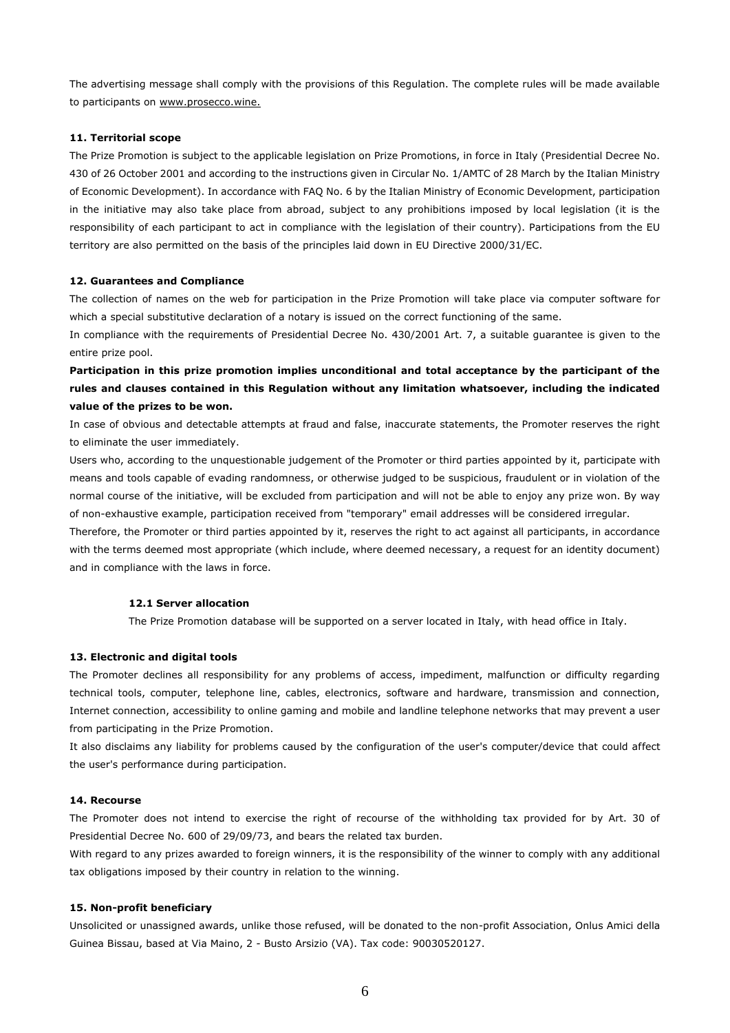The advertising message shall comply with the provisions of this Regulation. The complete rules will be made available to participants on www.prosecco.wine.

**11. Territorial scope**

The Prize Promotion is subject to the applicable legislation on Prize Promotions, in force in Italy (Presidential Decree No. 430 of 26 October 2001 and according to the instructions given in Circular No. 1/AMTC of 28 March by the Italian Ministry of Economic Development). In accordance with FAQ No. 6 by the Italian Ministry of Economic Development, participation in the initiative may also take place from abroad, subject to any prohibitions imposed by local legislation (it is the responsibility of each participant to act in compliance with the legislation of their country). Participations from the EU territory are also permitted on the basis of the principles laid down in EU Directive 2000/31/EC.

**12. Guarantees and Compliance**

The collection of names on the web for participation in the Prize Promotion will take place via computer software for which a special substitutive declaration of a notary is issued on the correct functioning of the same.

In compliance with the requirements of Presidential Decree No. 430/2001 Art. 7, a suitable guarantee is given to the entire prize pool.

**Participation in this prize promotion implies unconditional and total acceptance by the participant of the rules and clauses contained in this Regulation without any limitation whatsoever, including the indicated value of the prizes to be won.**

In case of obvious and detectable attempts at fraud and false, inaccurate statements, the Promoter reserves the right to eliminate the user immediately.

Users who, according to the unquestionable judgement of the Promoter or third parties appointed by it, participate with means and tools capable of evading randomness, or otherwise judged to be suspicious, fraudulent or in violation of the normal course of the initiative, will be excluded from participation and will not be able to enjoy any prize won. By way of non-exhaustive example, participation received from "temporary" email addresses will be considered irregular.

Therefore, the Promoter or third parties appointed by it, reserves the right to act against all participants, in accordance with the terms deemed most appropriate (which include, where deemed necessary, a request for an identity document) and in compliance with the laws in force.

**12.1 Server allocation**

The Prize Promotion database will be supported on a server located in Italy, with head office in Italy.

**13. Electronic and digital tools**

The Promoter declines all responsibility for any problems of access, impediment, malfunction or difficulty regarding technical tools, computer, telephone line, cables, electronics, software and hardware, transmission and connection, Internet connection, accessibility to online gaming and mobile and landline telephone networks that may prevent a user from participating in the Prize Promotion.

It also disclaims any liability for problems caused by the configuration of the user's computer/device that could affect the user's performance during participation.

**14. Recourse**

The Promoter does not intend to exercise the right of recourse of the withholding tax provided for by Art. 30 of Presidential Decree No. 600 of 29/09/73, and bears the related tax burden.

With regard to any prizes awarded to foreign winners, it is the responsibility of the winner to comply with any additional tax obligations imposed by their country in relation to the winning.

**15. Non-profit beneficiary**

Unsolicited or unassigned awards, unlike those refused, will be donated to the non-profit Association, Onlus Amici della Guinea Bissau, based at Via Maino, 2 - Busto Arsizio (VA). Tax code: 90030520127.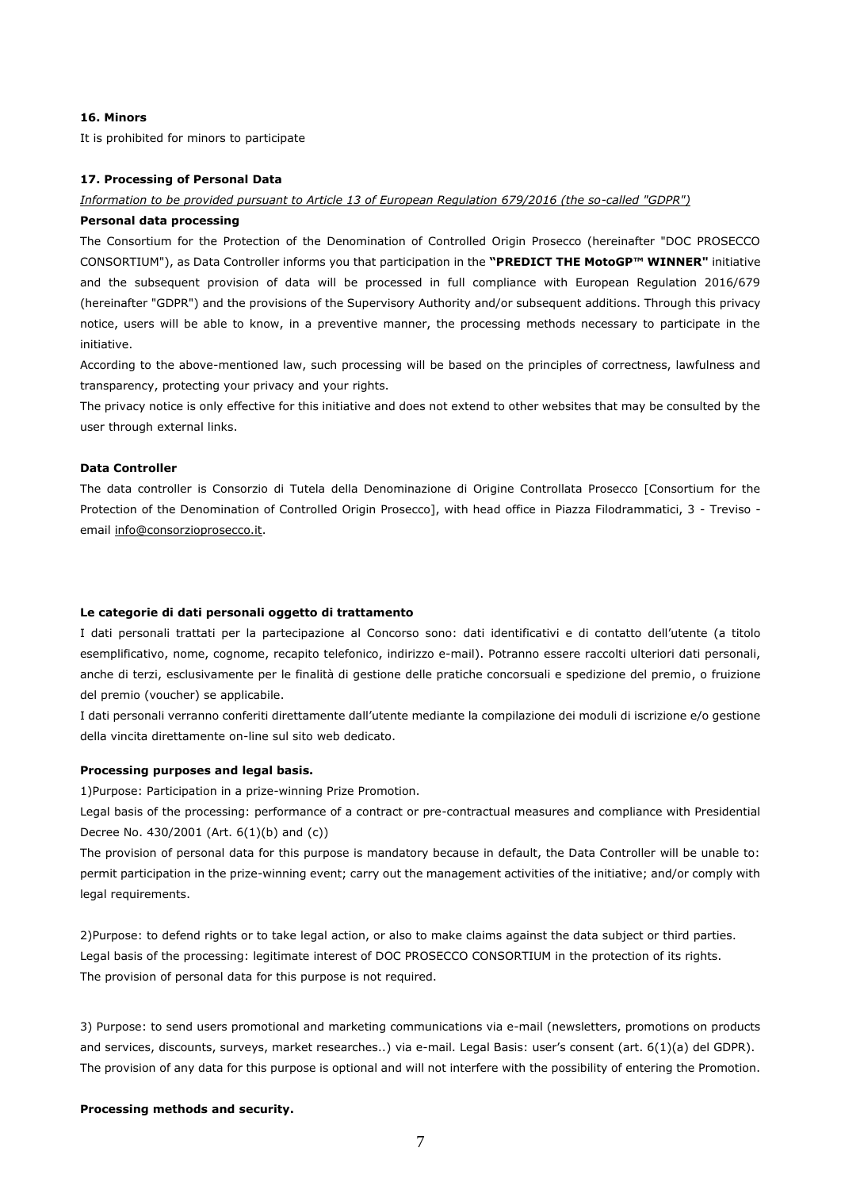**16. Minors**

It is prohibited for minors to participate

**17. Processing of Personal Data**

*Information to be provided pursuant to Article 13 of European Regulation 679/2016 (the so-called "GDPR")*

**Personal data processing**

The Consortium for the Protection of the Denomination of Controlled Origin Prosecco (hereinafter "DOC PROSECCO CONSORTIUM"), as Data Controller informs you that participation in the **"PREDICT THE MotoGP™ WINNER"** initiative and the subsequent provision of data will be processed in full compliance with European Regulation 2016/679 (hereinafter "GDPR") and the provisions of the Supervisory Authority and/or subsequent additions. Through this privacy notice, users will be able to know, in a preventive manner, the processing methods necessary to participate in the initiative.

According to the above-mentioned law, such processing will be based on the principles of correctness, lawfulness and transparency, protecting your privacy and your rights.

The privacy notice is only effective for this initiative and does not extend to other websites that may be consulted by the user through external links.

**Data Controller**

The data controller is Consorzio di Tutela della Denominazione di Origine Controllata Prosecco [Consortium for the Protection of the Denomination of Controlled Origin Prosecco], with head office in Piazza Filodrammatici, 3 - Treviso - email info@consorzioprosecco.it.

**Le categorie di dati personali oggetto di trattamento**

I dati personali trattati per la partecipazione al Concorso sono: dati identificativi e di contatto dell'utente (a titolo esemplificativo, nome, cognome, recapito telefonico, indirizzo e-mail). Potranno essere raccolti ulteriori dati personali, anche di terzi, esclusivamente per le finalità di gestione delle pratiche concorsuali e spedizione del premio, o fruizione del premio (voucher) se applicabile.

I dati personali verranno conferiti direttamente dall'utente mediante la compilazione dei moduli di iscrizione e/o gestione della vincita direttamente on-line sul sito web dedicato.

**Processing purposes and legal basis.**

1)Purpose: Participation in a prize-winning Prize Promotion.

Legal basis of the processing: performance of a contract or pre-contractual measures and compliance with Presidential Decree No. 430/2001 (Art. 6(1)(b) and (c))

The provision of personal data for this purpose is mandatory because in default, the Data Controller will be unable to: permit participation in the prize-winning event; carry out the management activities of the initiative; and/or comply with legal requirements.

2)Purpose: to defend rights or to take legal action, or also to make claims against the data subject or third parties.

Legal basis of the processing: legitimate interest of DOC PROSECCO CONSORTIUM in the protection of its rights.

The provision of personal data for this purpose is not required.

3) Purpose: to send users promotional and marketing communications via e-mail (newsletters, promotions on products and services, discounts, surveys, market researches..) via e-mail. Legal Basis: user's consent (art. 6(1)(a) del GDPR).

The provision of any data for this purpose is optional and will not interfere with the possibility of entering the Promotion.

**Processing methods and security.**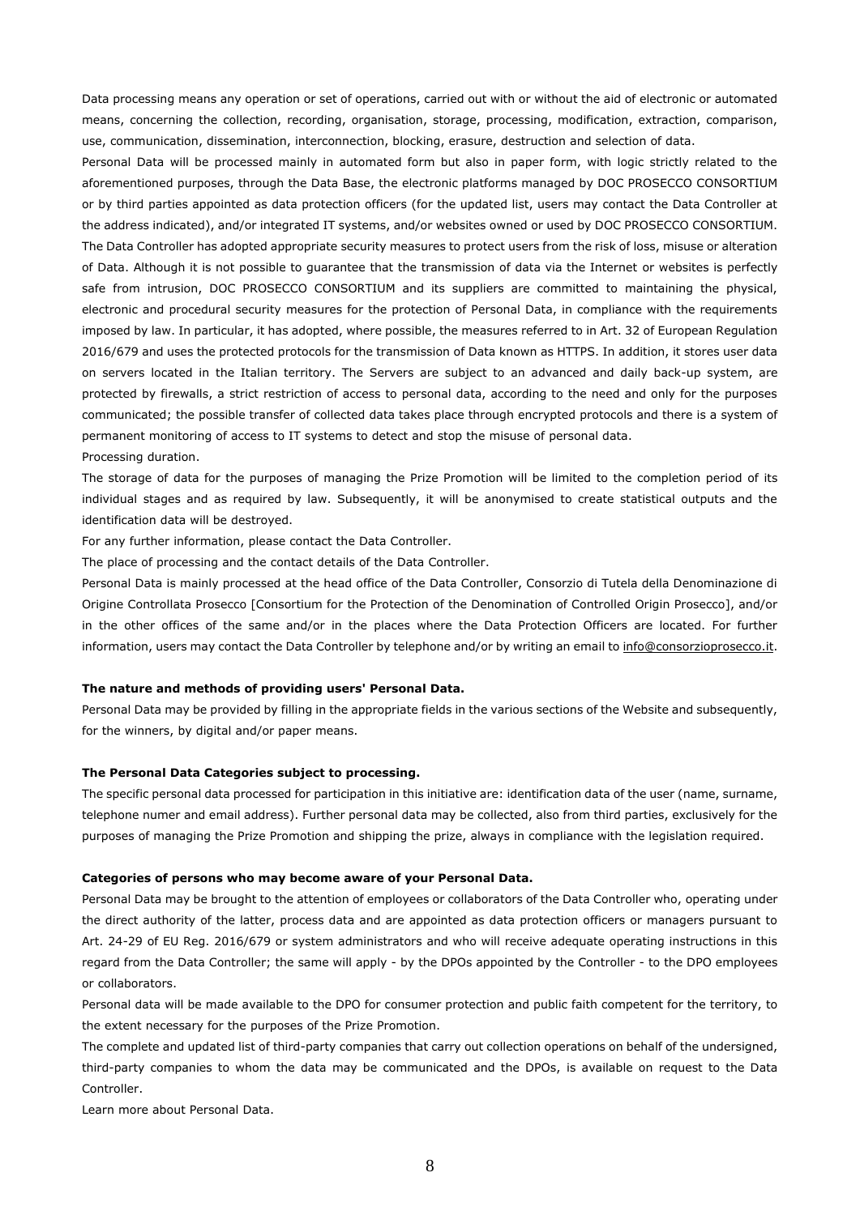Data processing means any operation or set of operations, carried out with or without the aid of electronic or automated means, concerning the collection, recording, organisation, storage, processing, modification, extraction, comparison, use, communication, dissemination, interconnection, blocking, erasure, destruction and selection of data.

Personal Data will be processed mainly in automated form but also in paper form, with logic strictly related to the aforementioned purposes, through the Data Base, the electronic platforms managed by DOC PROSECCO CONSORTIUM or by third parties appointed as data protection officers (for the updated list, users may contact the Data Controller at the address indicated), and/or integrated IT systems, and/or websites owned or used by DOC PROSECCO CONSORTIUM.

The Data Controller has adopted appropriate security measures to protect users from the risk of loss, misuse or alteration of Data. Although it is not possible to guarantee that the transmission of data via the Internet or websites is perfectly safe from intrusion, DOC PROSECCO CONSORTIUM and its suppliers are committed to maintaining the physical, electronic and procedural security measures for the protection of Personal Data, in compliance with the requirements imposed by law. In particular, it has adopted, where possible, the measures referred to in Art. 32 of European Regulation 2016/679 and uses the protected protocols for the transmission of Data known as HTTPS. In addition, it stores user data on servers located in the Italian territory. The Servers are subject to an advanced and daily back-up system, are protected by firewalls, a strict restriction of access to personal data, according to the need and only for the purposes communicated; the possible transfer of collected data takes place through encrypted protocols and there is a system of permanent monitoring of access to IT systems to detect and stop the misuse of personal data.

Processing duration.

The storage of data for the purposes of managing the Prize Promotion will be limited to the completion period of its individual stages and as required by law. Subsequently, it will be anonymised to create statistical outputs and the identification data will be destroyed.

For any further information, please contact the Data Controller.

The place of processing and the contact details of the Data Controller.

Personal Data is mainly processed at the head office of the Data Controller, Consorzio di Tutela della Denominazione di Origine Controllata Prosecco [Consortium for the Protection of the Denomination of Controlled Origin Prosecco], and/or in the other offices of the same and/or in the places where the Data Protection Officers are located. For further information, users may contact the Data Controller by telephone and/or by writing an email to info@consorzioprosecco.it.

**The nature and methods of providing users' Personal Data.**

Personal Data may be provided by filling in the appropriate fields in the various sections of the Website and subsequently, for the winners, by digital and/or paper means.

**The Personal Data Categories subject to processing.**

The specific personal data processed for participation in this initiative are: identification data of the user (name, surname, telephone numer and email address). Further personal data may be collected, also from third parties, exclusively for the purposes of managing the Prize Promotion and shipping the prize, always in compliance with the legislation required.

**Categories of persons who may become aware of your Personal Data.**

Personal Data may be brought to the attention of employees or collaborators of the Data Controller who, operating under the direct authority of the latter, process data and are appointed as data protection officers or managers pursuant to Art. 24-29 of EU Reg. 2016/679 or system administrators and who will receive adequate operating instructions in this regard from the Data Controller; the same will apply - by the DPOs appointed by the Controller - to the DPO employees or collaborators.

Personal data will be made available to the DPO for consumer protection and public faith competent for the territory, to the extent necessary for the purposes of the Prize Promotion.

The complete and updated list of third-party companies that carry out collection operations on behalf of the undersigned, third-party companies to whom the data may be communicated and the DPOs, is available on request to the Data Controller.

Learn more about Personal Data.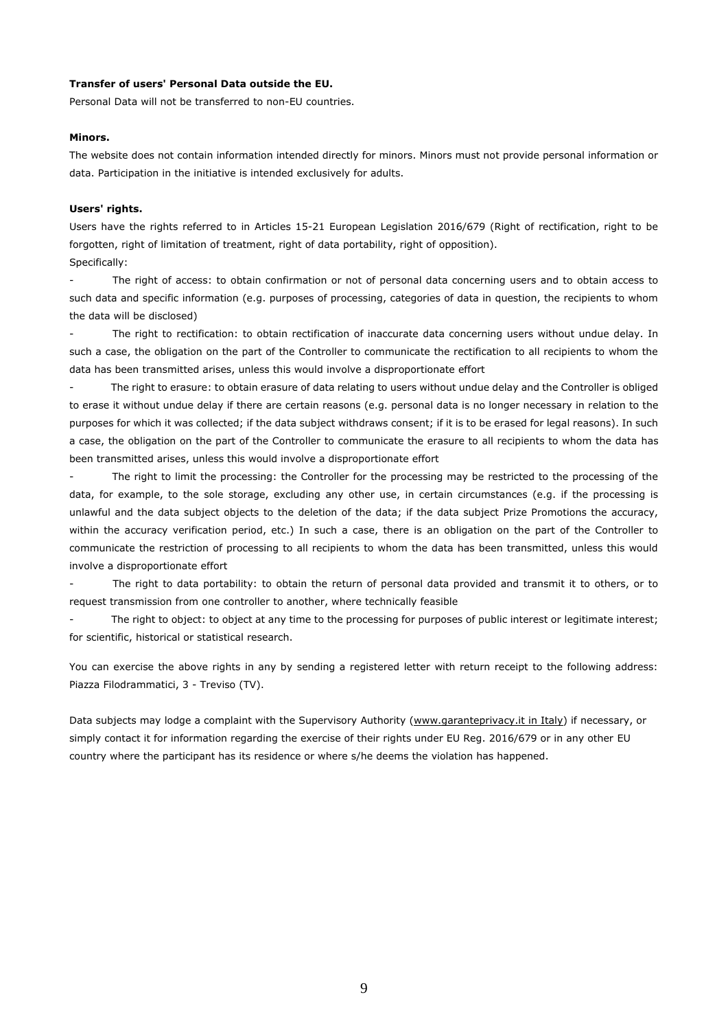**Transfer of users' Personal Data outside the EU.**

Personal Data will not be transferred to non-EU countries.

**Minors.**

The website does not contain information intended directly for minors. Minors must not provide personal information or data. Participation in the initiative is intended exclusively for adults.

**Users' rights.**

Users have the rights referred to in Articles 15-21 European Legislation 2016/679 (Right of rectification, right to be forgotten, right of limitation of treatment, right of data portability, right of opposition).

Specifically:

- The right of access: to obtain confirmation or not of personal data concerning users and to obtain access to such data and specific information (e.g. purposes of processing, categories of data in question, the recipients to whom the data will be disclosed)
- The right to rectification: to obtain rectification of inaccurate data concerning users without undue delay. In such a case, the obligation on the part of the Controller to communicate the rectification to all recipients to whom the data has been transmitted arises, unless this would involve a disproportionate effort
- The right to erasure: to obtain erasure of data relating to users without undue delay and the Controller is obliged to erase it without undue delay if there are certain reasons (e.g. personal data is no longer necessary in relation to the purposes for which it was collected; if the data subject withdraws consent; if it is to be erased for legal reasons). In such a case, the obligation on the part of the Controller to communicate the erasure to all recipients to whom the data has been transmitted arises, unless this would involve a disproportionate effort
- The right to limit the processing: the Controller for the processing may be restricted to the processing of the data, for example, to the sole storage, excluding any other use, in certain circumstances (e.g. if the processing is unlawful and the data subject objects to the deletion of the data; if the data subject Prize Promotions the accuracy, within the accuracy verification period, etc.) In such a case, there is an obligation on the part of the Controller to communicate the restriction of processing to all recipients to whom the data has been transmitted, unless this would involve a disproportionate effort
- The right to data portability: to obtain the return of personal data provided and transmit it to others, or to request transmission from one controller to another, where technically feasible
- The right to object: to object at any time to the processing for purposes of public interest or legitimate interest; for scientific, historical or statistical research.

You can exercise the above rights in any by sending a registered letter with return receipt to the following address: Piazza Filodrammatici, 3 - Treviso (TV).

Data subjects may lodge a complaint with the Supervisory Authority (www.garanteprivacy.it in Italy) if necessary, or simply contact it for information regarding the exercise of their rights under EU Reg. 2016/679 or in any other EU country where the participant has its residence or where s/he deems the violation has happened.